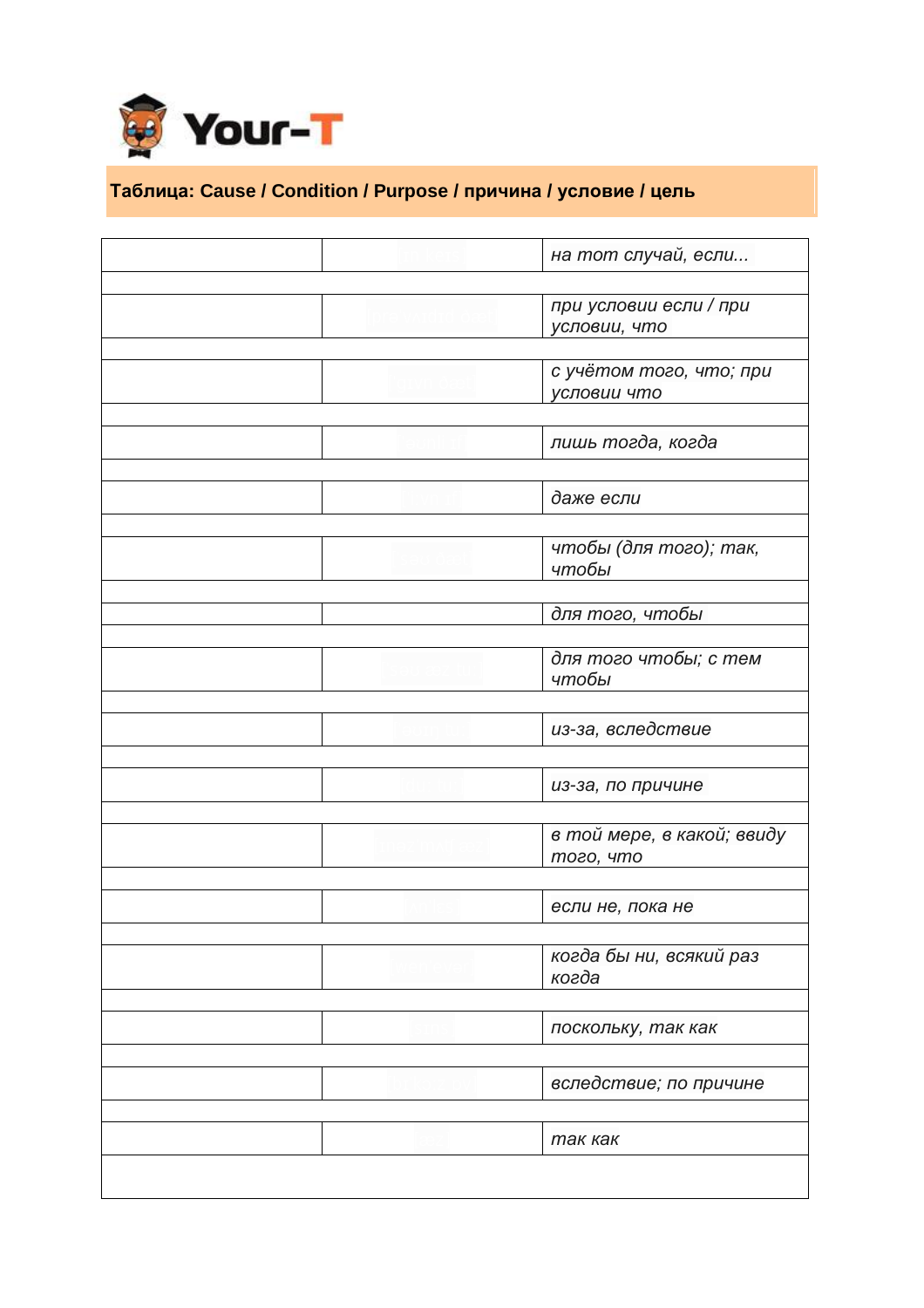Your-T

**Таблица: Cause / Condition / Purpose / причина / условие / цель**

| | | |
|---|---|---|
| | | *на тот случай, если...* |
| | | *при условии если / при условии, что* |
| | | *с учётом того, что; при условии что* |
| | | *лишь тогда, когда* |
| | | *даже если* |
| | | *чтобы (для того); так, чтобы* |
| | | *для того, чтобы* |
| | | *для того чтобы; с тем чтобы* |
| | | *из-за, вследствие* |
| | | *из-за, по причине* |
| | | *в той мере, в какой; ввиду того, что* |
| | | *если не, пока не* |
| | | *когда бы ни, всякий раз когда* |
| | | *поскольку, так как* |
| | | *вследствие; по причине* |
| | | *так как* |
| | | |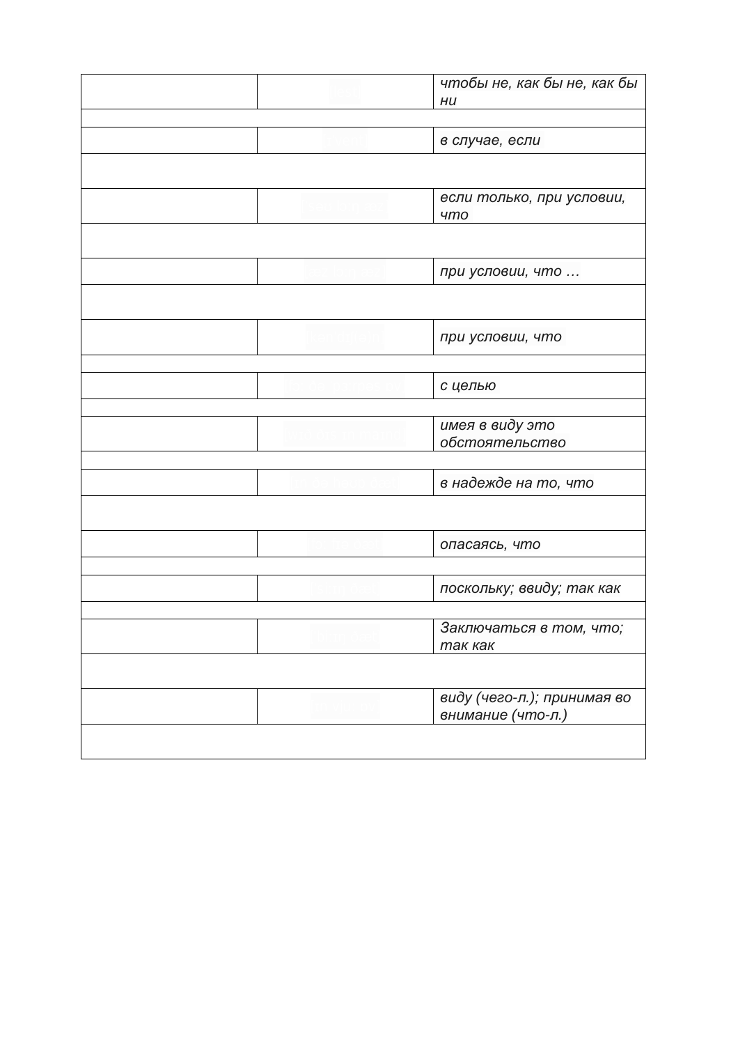| | | |
|---|---|---|
| | | *чтобы не, как бы не, как бы ни* |
| | | *в случае, если* |
| | | *если только, при условии, что* |
| | | *при условии, что …* |
| | | *при условии, что* |
| | | *с целью* |
| | | *имея в виду это обстоятельство* |
| | | *в надежде на то, что* |
| | | *опасаясь, что* |
| | | *поскольку; ввиду; так как* |
| | | *Заключаться в том, что; так как* |
| | | *виду (чего-л.); принимая во внимание (что-л.)* |